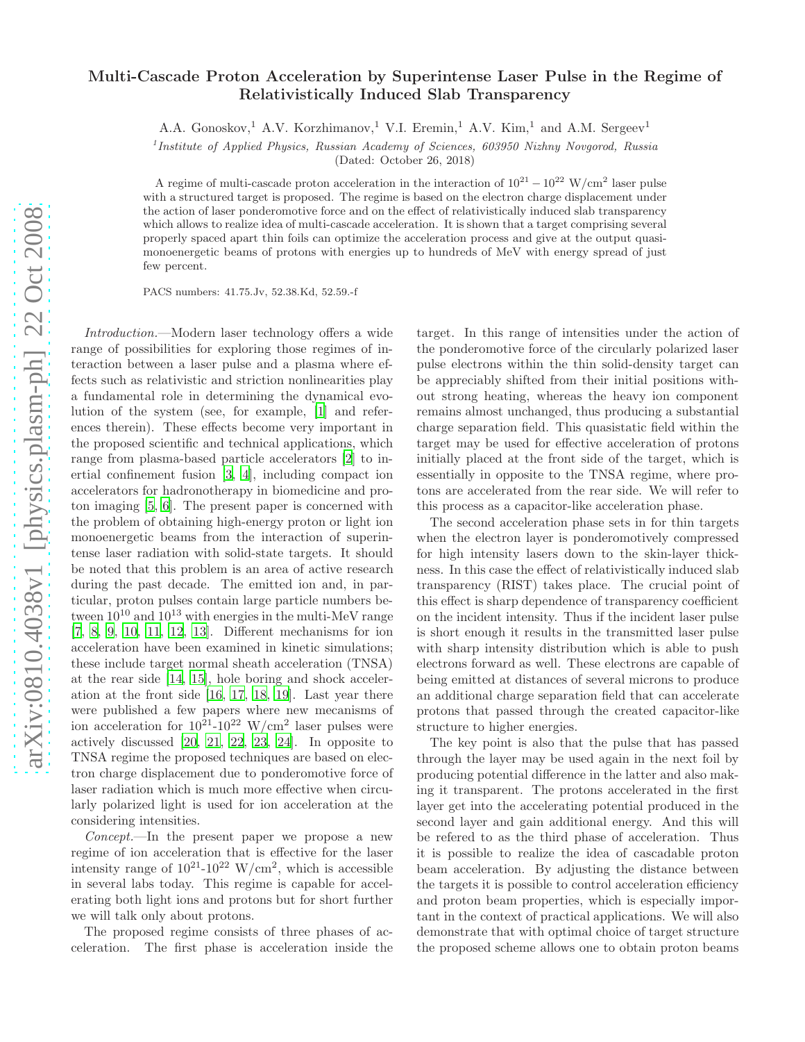# Multi-Cascade Proton Acceleration by Superintense Laser Pulse in the Regime of Relativistically Induced Slab Transparency

A.A. Gonoskov,[1] A.V. Korzhimanov,[1] V.I. Eremin,[1] A.V. Kim,[1] and A.M. Sergeev[1]

[1] *Institute of Applied Physics, Russian Academy of Sciences, 603950 Nizhny Novgorod, Russia*

(Dated: October 26, 2018)

A regime of multi-cascade proton acceleration in the interaction of $10^{21} - 10^{22}$ W/cm$^2$ laser pulse with a structured target is proposed. The regime is based on the electron charge displacement under the action of laser ponderomotive force and on the effect of relativistically induced slab transparency which allows to realize idea of multi-cascade acceleration. It is shown that a target comprising several properly spaced apart thin foils can optimize the acceleration process and give at the output quasi-monoenergetic beams of protons with energies up to hundreds of MeV with energy spread of just few percent.

PACS numbers: 41.75.Jv, 52.38.Kd, 52.59.-f

*Introduction.*—Modern laser technology offers a wide range of possibilities for exploring those regimes of interaction between a laser pulse and a plasma where effects such as relativistic and striction nonlinearities play a fundamental role in determining the dynamical evolution of the system (see, for example, [1] and references therein). These effects become very important in the proposed scientific and technical applications, which range from plasma-based particle accelerators [2] to inertial confinement fusion [3, 4], including compact ion accelerators for hadronotherapy in biomedicine and proton imaging [5, 6]. The present paper is concerned with the problem of obtaining high-energy proton or light ion monoenergetic beams from the interaction of superintense laser radiation with solid-state targets. It should be noted that this problem is an area of active research during the past decade. The emitted ion and, in particular, proton pulses contain large particle numbers between $10^{10}$ and $10^{13}$ with energies in the multi-MeV range [7, 8, 9, 10, 11, 12, 13]. Different mechanisms for ion acceleration have been examined in kinetic simulations; these include target normal sheath acceleration (TNSA) at the rear side [14, 15], hole boring and shock acceleration at the front side [16, 17, 18, 19]. Last year there were published a few papers where new mecanisms of ion acceleration for $10^{21}$-$10^{22}$ W/cm$^2$ laser pulses were actively discussed [20, 21, 22, 23, 24]. In opposite to TNSA regime the proposed techniques are based on electron charge displacement due to ponderomotive force of laser radiation which is much more effective when circularly polarized light is used for ion acceleration at the considering intensities.

*Concept.*—In the present paper we propose a new regime of ion acceleration that is effective for the laser intensity range of $10^{21}$-$10^{22}$ W/cm$^2$, which is accessible in several labs today. This regime is capable for accelerating both light ions and protons but for short further we will talk only about protons.

The proposed regime consists of three phases of acceleration. The first phase is acceleration inside the target. In this range of intensities under the action of the ponderomotive force of the circularly polarized laser pulse electrons within the thin solid-density target can be appreciably shifted from their initial positions without strong heating, whereas the heavy ion component remains almost unchanged, thus producing a substantial charge separation field. This quasistatic field within the target may be used for effective acceleration of protons initially placed at the front side of the target, which is essentially in opposite to the TNSA regime, where protons are accelerated from the rear side. We will refer to this process as a capacitor-like acceleration phase.

The second acceleration phase sets in for thin targets when the electron layer is ponderomotively compressed for high intensity lasers down to the skin-layer thickness. In this case the effect of relativistically induced slab transparency (RIST) takes place. The crucial point of this effect is sharp dependence of transparency coefficient on the incident intensity. Thus if the incident laser pulse is short enough it results in the transmitted laser pulse with sharp intensity distribution which is able to push electrons forward as well. These electrons are capable of being emitted at distances of several microns to produce an additional charge separation field that can accelerate protons that passed through the created capacitor-like structure to higher energies.

The key point is also that the pulse that has passed through the layer may be used again in the next foil by producing potential difference in the latter and also making it transparent. The protons accelerated in the first layer get into the accelerating potential produced in the second layer and gain additional energy. And this will be refered to as the third phase of acceleration. Thus it is possible to realize the idea of cascadable proton beam acceleration. By adjusting the distance between the targets it is possible to control acceleration efficiency and proton beam properties, which is especially important in the context of practical applications. We will also demonstrate that with optimal choice of target structure the proposed scheme allows one to obtain proton beams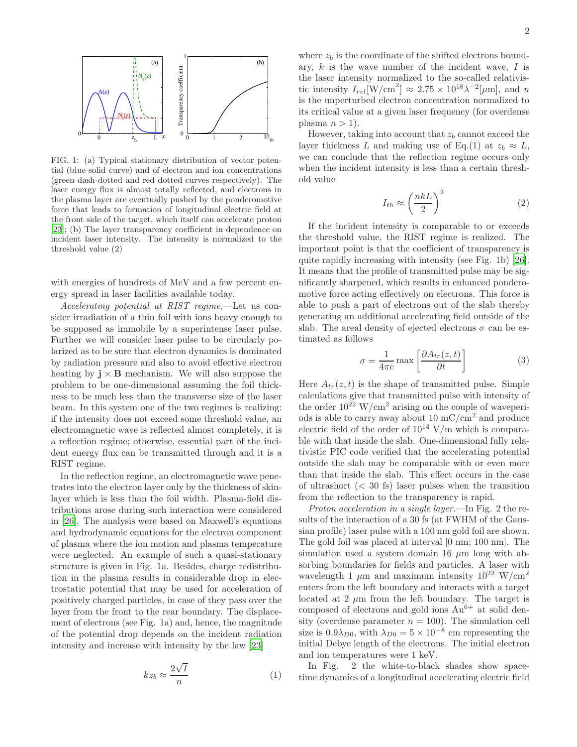FIG. 1: (a) Typical stationary distribution of vector potential (blue solid curve) and of electron and ion concentrations (green dash-dotted and red dotted curves respectively). The laser energy flux is almost totally reflected, and electrons in the plasma layer are eventually pushed by the ponderomotive force that leads to formation of longitudinal electric field at the front side of the target, which itself can accelerate proton [23]; (b) The layer transparency coefficient in dependence on incident laser intensity. The intensity is normalized to the threshold value (2)

with energies of hundreds of MeV and a few percent energy spread in laser facilities available today.

*Accelerating potential at RIST regime.*—Let us consider irradiation of a thin foil with ions heavy enough to be supposed as immobile by a superintense laser pulse. Further we will consider laser pulse to be circularly polarized as to be sure that electron dynamics is dominated by radiation pressure and also to avoid effective electron heating by $\mathbf{j} \times \mathbf{B}$ mechanism. We will also suppose the problem to be one-dimensional assuming the foil thickness to be much less than the transverse size of the laser beam. In this system one of the two regimes is realizing: if the intensity does not exceed some threshold value, an electromagnetic wave is reflected almost completely, it is a reflection regime; otherwise, essential part of the incident energy flux can be transmitted through and it is a RIST regime.

In the reflection regime, an electromagnetic wave penetrates into the electron layer only by the thickness of skin-layer which is less than the foil width. Plasma-field distributions arose during such interaction were considered in [26]. The analysis were based on Maxwell's equations and hydrodynamic equations for the electron component of plasma where the ion motion and plasma temperature were neglected. An example of such a quasi-stationary structure is given in Fig. 1a. Besides, charge redistribution in the plasma results in considerable drop in electrostatic potential that may be used for acceleration of positively charged particles, in case of they pass over the layer from the front to the rear boundary. The displacement of electrons (see Fig. 1a) and, hence, the magnitude of the potential drop depends on the incident radiation intensity and increase with intensity by the law [23]

$$kz_b \approx \frac{2\sqrt{I}}{n} \tag{1}$$

where $z_b$ is the coordinate of the shifted electrons boundary, $k$ is the wave number of the incident wave, $I$ is the laser intensity normalized to the so-called relativistic intensity $I_{rel}[\mathrm{W/cm^2}] \approx 2.75 \times 10^{18} \lambda^{-2}[\mu\mathrm{m}]$, and $n$ is the unperturbed electron concentration normalized to its critical value at a given laser frequency (for overdense plasma $n > 1$).

However, taking into account that $z_b$ cannot exceed the layer thickness $L$ and making use of Eq.(1) at $z_b \approx L$, we can conclude that the reflection regime occurs only when the incident intensity is less than a certain threshold value

$$I_{th} \approx \left(\frac{nkL}{2}\right)^2 \tag{2}$$

If the incident intensity is comparable to or exceeds the threshold value, the RIST regime is realized. The important point is that the coefficient of transparency is quite rapidly increasing with intensity (see Fig. 1b) [26]. It means that the profile of transmitted pulse may be significantly sharpened, which results in enhanced ponderomotive force acting effectively on electrons. This force is able to push a part of electrons out of the slab thereby generating an additional accelerating field outside of the slab. The areal density of ejected electrons $\sigma$ can be estimated as follows

$$\sigma = \frac{1}{4\pi c} \max\left[\frac{\partial A_{tr}(z,t)}{\partial t}\right] \tag{3}$$

Here $A_{tr}(z,t)$ is the shape of transmitted pulse. Simple calculations give that transmitted pulse with intensity of the order $10^{22}$ W/cm$^2$ arising on the couple of waveperiods is able to carry away about 10 mC/cm$^2$ and produce electric field of the order of $10^{14}$ V/m which is comparable with that inside the slab. One-dimensional fully relativistic PIC code verified that the accelerating potential outside the slab may be comparable with or even more than that inside the slab. This effect occurs in the case of ultrashort (< 30 fs) laser pulses when the transition from the reflection to the transparency is rapid.

*Proton acceleration in a single layer.*—In Fig. 2 the results of the interaction of a 30 fs (at FWHM of the Gaussian profile) laser pulse with a 100 nm gold foil are shown. The gold foil was placed at interval [0 nm; 100 nm]. The simulation used a system domain 16 $\mu$m long with absorbing boundaries for fields and particles. A laser with wavelength 1 $\mu$m and maximum intensity $10^{22}$ W/cm$^2$ enters from the left boundary and interacts with a target located at 2 $\mu$m from the left boundary. The target is composed of electrons and gold ions $Au^{6+}$ at solid density (overdense parameter $n = 100$). The simulation cell size is $0.9\lambda_{D0}$, with $\lambda_{D0} = 5 \times 10^{-8}$ cm representing the initial Debye length of the electrons. The initial electron and ion temperatures were 1 keV.

In Fig. 2 the white-to-black shades show space-time dynamics of a longitudinal accelerating electric field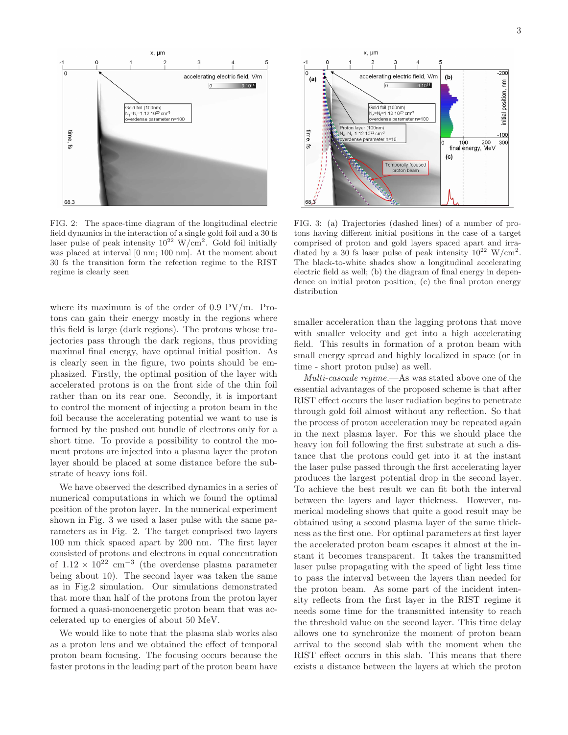FIG. 2: The space-time diagram of the longitudinal electric field dynamics in the interaction of a single gold foil and a 30 fs laser pulse of peak intensity $10^{22}$ W/cm$^2$. Gold foil initially was placed at interval [0 nm; 100 nm]. At the moment about 30 fs the transition form the refection regime to the RIST regime is clearly seen

FIG. 3: (a) Trajectories (dashed lines) of a number of protons having different initial positions in the case of a target comprised of proton and gold layers spaced apart and irradiated by a 30 fs laser pulse of peak intensity $10^{22}$ W/cm$^2$. The black-to-white shades show a longitudinal accelerating electric field as well; (b) the diagram of final energy in dependence on initial proton position; (c) the final proton energy distribution

where its maximum is of the order of 0.9 PV/m. Protons can gain their energy mostly in the regions where this field is large (dark regions). The protons whose trajectories pass through the dark regions, thus providing maximal final energy, have optimal initial position. As is clearly seen in the figure, two points should be emphasized. Firstly, the optimal position of the layer with accelerated protons is on the front side of the thin foil rather than on its rear one. Secondly, it is important to control the moment of injecting a proton beam in the foil because the accelerating potential we want to use is formed by the pushed out bundle of electrons only for a short time. To provide a possibility to control the moment protons are injected into a plasma layer the proton layer should be placed at some distance before the substrate of heavy ions foil.

We have observed the described dynamics in a series of numerical computations in which we found the optimal position of the proton layer. In the numerical experiment shown in Fig. 3 we used a laser pulse with the same parameters as in Fig. 2. The target comprised two layers 100 nm thick spaced apart by 200 nm. The first layer consisted of protons and electrons in equal concentration of $1.12 \times 10^{22}$ cm$^{-3}$ (the overdense plasma parameter being about 10). The second layer was taken the same as in Fig.2 simulation. Our simulations demonstrated that more than half of the protons from the proton layer formed a quasi-monoenergetic proton beam that was accelerated up to energies of about 50 MeV.

We would like to note that the plasma slab works also as a proton lens and we obtained the effect of temporal proton beam focusing. The focusing occurs because the faster protons in the leading part of the proton beam have smaller acceleration than the lagging protons that move with smaller velocity and get into a high accelerating field. This results in formation of a proton beam with small energy spread and highly localized in space (or in time - short proton pulse) as well.

*Multi-cascade regime.*—As was stated above one of the essential advantages of the proposed scheme is that after RIST effect occurs the laser radiation begins to penetrate through gold foil almost without any reflection. So that the process of proton acceleration may be repeated again in the next plasma layer. For this we should place the heavy ion foil following the first substrate at such a distance that the protons could get into it at the instant the laser pulse passed through the first accelerating layer produces the largest potential drop in the second layer. To achieve the best result we can fit both the interval between the layers and layer thickness. However, numerical modeling shows that quite a good result may be obtained using a second plasma layer of the same thickness as the first one. For optimal parameters at first layer the accelerated proton beam escapes it almost at the instant it becomes transparent. It takes the transmitted laser pulse propagating with the speed of light less time to pass the interval between the layers than needed for the proton beam. As some part of the incident intensity reflects from the first layer in the RIST regime it needs some time for the transmitted intensity to reach the threshold value on the second layer. This time delay allows one to synchronize the moment of proton beam arrival to the second slab with the moment when the RIST effect occurs in this slab. This means that there exists a distance between the layers at which the proton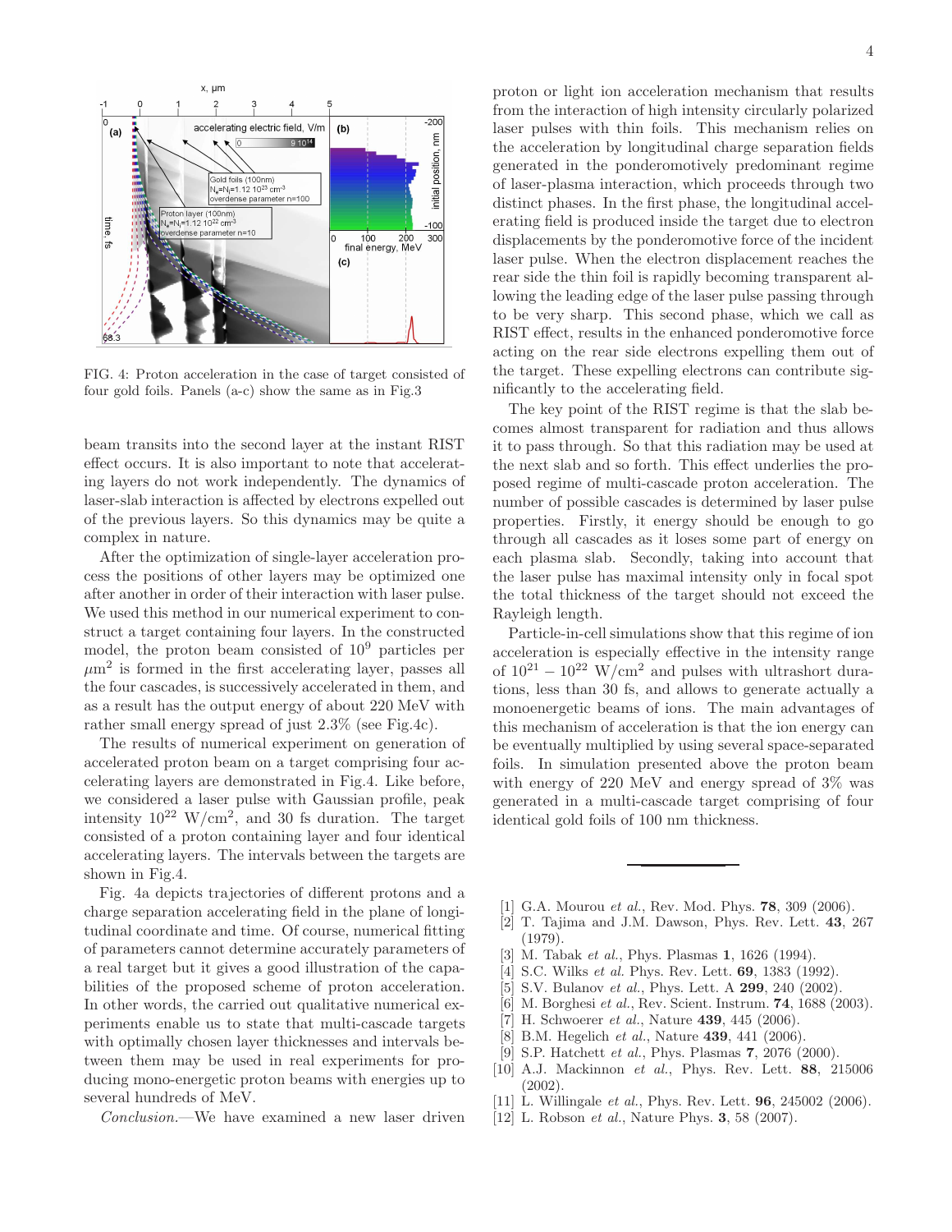FIG. 4: Proton acceleration in the case of target consisted of four gold foils. Panels (a-c) show the same as in Fig.3

beam transits into the second layer at the instant RIST effect occurs. It is also important to note that accelerating layers do not work independently. The dynamics of laser-slab interaction is affected by electrons expelled out of the previous layers. So this dynamics may be quite a complex in nature.

After the optimization of single-layer acceleration process the positions of other layers may be optimized one after another in order of their interaction with laser pulse. We used this method in our numerical experiment to construct a target containing four layers. In the constructed model, the proton beam consisted of $10^9$ particles per $\mu$m$^2$ is formed in the first accelerating layer, passes all the four cascades, is successively accelerated in them, and as a result has the output energy of about 220 MeV with rather small energy spread of just 2.3% (see Fig.4c).

The results of numerical experiment on generation of accelerated proton beam on a target comprising four accelerating layers are demonstrated in Fig.4. Like before, we considered a laser pulse with Gaussian profile, peak intensity $10^{22}$ W/cm$^2$, and 30 fs duration. The target consisted of a proton containing layer and four identical accelerating layers. The intervals between the targets are shown in Fig.4.

Fig. 4a depicts trajectories of different protons and a charge separation accelerating field in the plane of longitudinal coordinate and time. Of course, numerical fitting of parameters cannot determine accurately parameters of a real target but it gives a good illustration of the capabilities of the proposed scheme of proton acceleration. In other words, the carried out qualitative numerical experiments enable us to state that multi-cascade targets with optimally chosen layer thicknesses and intervals between them may be used in real experiments for producing mono-energetic proton beams with energies up to several hundreds of MeV.

*Conclusion.*—We have examined a new laser driven proton or light ion acceleration mechanism that results from the interaction of high intensity circularly polarized laser pulses with thin foils. This mechanism relies on the acceleration by longitudinal charge separation fields generated in the ponderomotively predominant regime of laser-plasma interaction, which proceeds through two distinct phases. In the first phase, the longitudinal accelerating field is produced inside the target due to electron displacements by the ponderomotive force of the incident laser pulse. When the electron displacement reaches the rear side the thin foil is rapidly becoming transparent allowing the leading edge of the laser pulse passing through to be very sharp. This second phase, which we call as RIST effect, results in the enhanced ponderomotive force acting on the rear side electrons expelling them out of the target. These expelling electrons can contribute significantly to the accelerating field.

The key point of the RIST regime is that the slab becomes almost transparent for radiation and thus allows it to pass through. So that this radiation may be used at the next slab and so forth. This effect underlies the proposed regime of multi-cascade proton acceleration. The number of possible cascades is determined by laser pulse properties. Firstly, it energy should be enough to go through all cascades as it loses some part of energy on each plasma slab. Secondly, taking into account that the laser pulse has maximal intensity only in focal spot the total thickness of the target should not exceed the Rayleigh length.

Particle-in-cell simulations show that this regime of ion acceleration is especially effective in the intensity range of $10^{21} - 10^{22}$ W/cm$^2$ and pulses with ultrashort durations, less than 30 fs, and allows to generate actually a monoenergetic beams of ions. The main advantages of this mechanism of acceleration is that the ion energy can be eventually multiplied by using several space-separated foils. In simulation presented above the proton beam with energy of 220 MeV and energy spread of 3% was generated in a multi-cascade target comprising of four identical gold foils of 100 nm thickness.

---

[1] G.A. Mourou *et al.*, Rev. Mod. Phys. **78**, 309 (2006).
[2] T. Tajima and J.M. Dawson, Phys. Rev. Lett. **43**, 267 (1979).
[3] M. Tabak *et al.*, Phys. Plasmas **1**, 1626 (1994).
[4] S.C. Wilks *et al.* Phys. Rev. Lett. **69**, 1383 (1992).
[5] S.V. Bulanov *et al.*, Phys. Lett. A **299**, 240 (2002).
[6] M. Borghesi *et al.*, Rev. Scient. Instrum. **74**, 1688 (2003).
[7] H. Schwoerer *et al.*, Nature **439**, 445 (2006).
[8] B.M. Hegelich *et al.*, Nature **439**, 441 (2006).
[9] S.P. Hatchett *et al.*, Phys. Plasmas **7**, 2076 (2000).
[10] A.J. Mackinnon *et al.*, Phys. Rev. Lett. **88**, 215006 (2002).
[11] L. Willingale *et al.*, Phys. Rev. Lett. **96**, 245002 (2006).
[12] L. Robson *et al.*, Nature Phys. **3**, 58 (2007).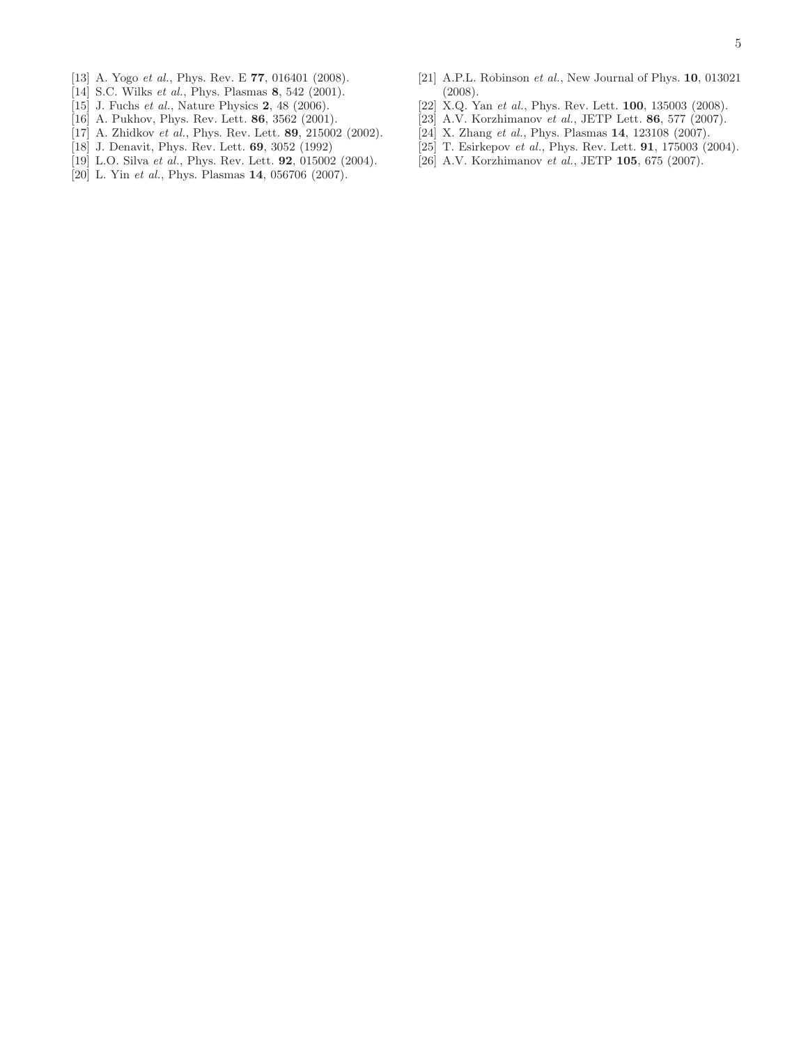[13] A. Yogo *et al.*, Phys. Rev. E **77**, 016401 (2008).
[14] S.C. Wilks *et al.*, Phys. Plasmas **8**, 542 (2001).
[15] J. Fuchs *et al.*, Nature Physics **2**, 48 (2006).
[16] A. Pukhov, Phys. Rev. Lett. **86**, 3562 (2001).
[17] A. Zhidkov *et al.*, Phys. Rev. Lett. **89**, 215002 (2002).
[18] J. Denavit, Phys. Rev. Lett. **69**, 3052 (1992)
[19] L.O. Silva *et al.*, Phys. Rev. Lett. **92**, 015002 (2004).
[20] L. Yin *et al.*, Phys. Plasmas **14**, 056706 (2007).
[21] A.P.L. Robinson *et al.*, New Journal of Phys. **10**, 013021 (2008).
[22] X.Q. Yan *et al.*, Phys. Rev. Lett. **100**, 135003 (2008).
[23] A.V. Korzhimanov *et al.*, JETP Lett. **86**, 577 (2007).
[24] X. Zhang *et al.*, Phys. Plasmas **14**, 123108 (2007).
[25] T. Esirkepov *et al.*, Phys. Rev. Lett. **91**, 175003 (2004).
[26] A.V. Korzhimanov *et al.*, JETP **105**, 675 (2007).